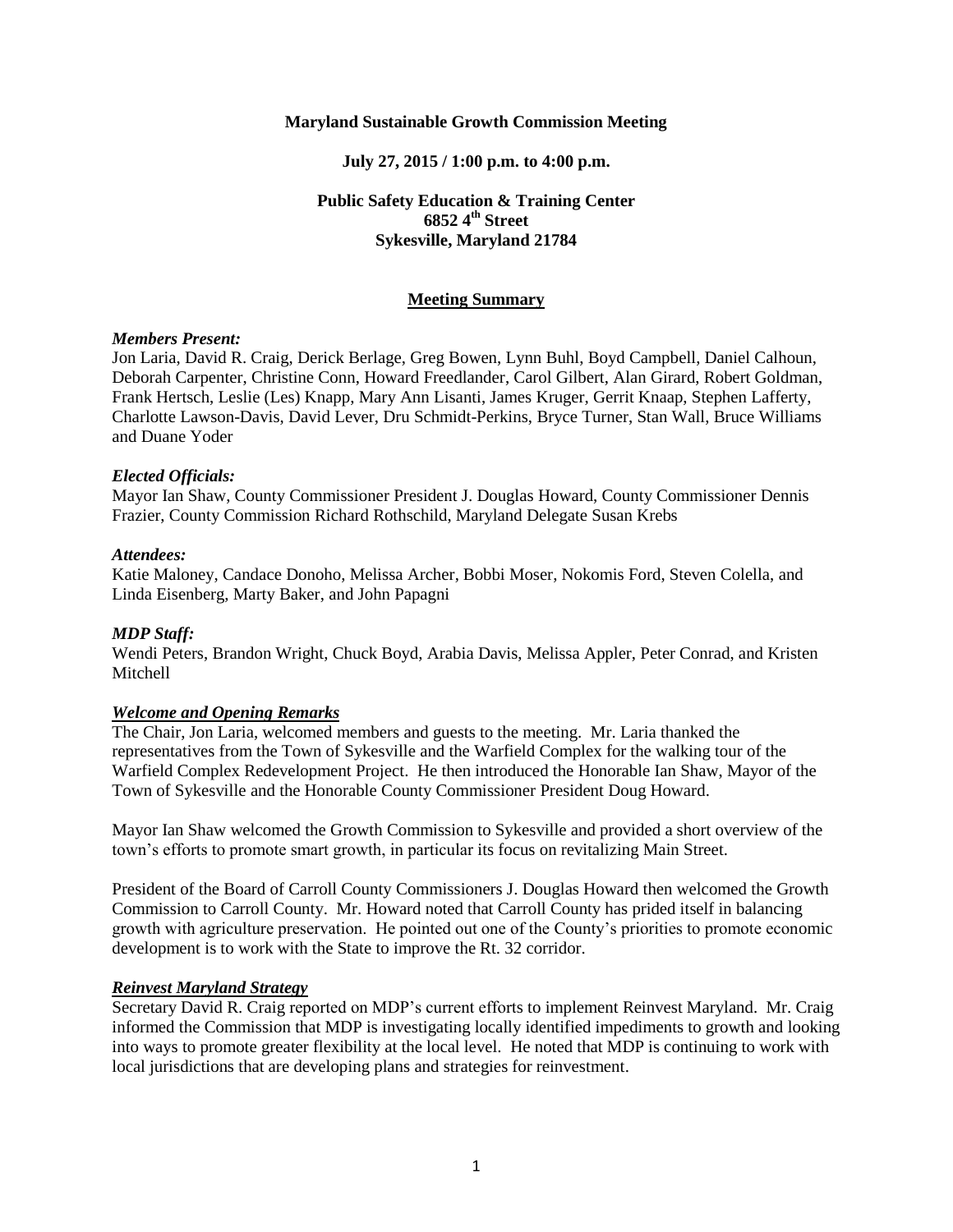**Maryland Sustainable Growth Commission Meeting**

**July 27, 2015 / 1:00 p.m. to 4:00 p.m.**

**Public Safety Education & Training Center**
**6852 4th Street**
**Sykesville, Maryland 21784**

## Meeting Summary

***Members Present:***
Jon Laria, David R. Craig, Derick Berlage, Greg Bowen, Lynn Buhl, Boyd Campbell, Daniel Calhoun, Deborah Carpenter, Christine Conn, Howard Freedlander, Carol Gilbert, Alan Girard, Robert Goldman, Frank Hertsch, Leslie (Les) Knapp, Mary Ann Lisanti, James Kruger, Gerrit Knaap, Stephen Lafferty, Charlotte Lawson-Davis, David Lever, Dru Schmidt-Perkins, Bryce Turner, Stan Wall, Bruce Williams and Duane Yoder

***Elected Officials:***
Mayor Ian Shaw, County Commissioner President J. Douglas Howard, County Commissioner Dennis Frazier, County Commission Richard Rothschild, Maryland Delegate Susan Krebs

***Attendees:***
Katie Maloney, Candace Donoho, Melissa Archer, Bobbi Moser, Nokomis Ford, Steven Colella, and Linda Eisenberg, Marty Baker, and John Papagni

***MDP Staff:***
Wendi Peters, Brandon Wright, Chuck Boyd, Arabia Davis, Melissa Appler, Peter Conrad, and Kristen Mitchell

***Welcome and Opening Remarks***
The Chair, Jon Laria, welcomed members and guests to the meeting. Mr. Laria thanked the representatives from the Town of Sykesville and the Warfield Complex for the walking tour of the Warfield Complex Redevelopment Project. He then introduced the Honorable Ian Shaw, Mayor of the Town of Sykesville and the Honorable County Commissioner President Doug Howard.

Mayor Ian Shaw welcomed the Growth Commission to Sykesville and provided a short overview of the town's efforts to promote smart growth, in particular its focus on revitalizing Main Street.

President of the Board of Carroll County Commissioners J. Douglas Howard then welcomed the Growth Commission to Carroll County. Mr. Howard noted that Carroll County has prided itself in balancing growth with agriculture preservation. He pointed out one of the County's priorities to promote economic development is to work with the State to improve the Rt. 32 corridor.

***Reinvest Maryland Strategy***
Secretary David R. Craig reported on MDP's current efforts to implement Reinvest Maryland. Mr. Craig informed the Commission that MDP is investigating locally identified impediments to growth and looking into ways to promote greater flexibility at the local level. He noted that MDP is continuing to work with local jurisdictions that are developing plans and strategies for reinvestment.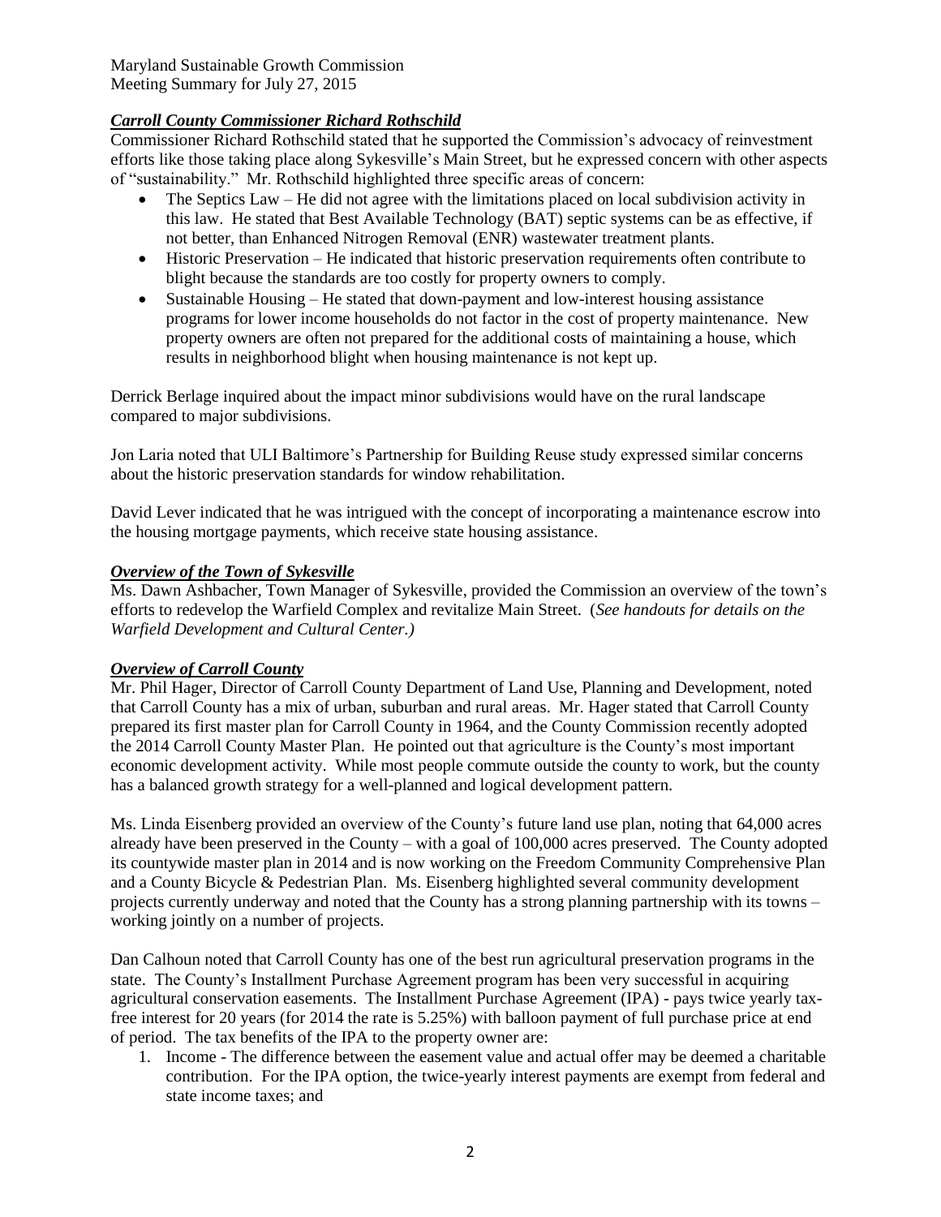## *Carroll County Commissioner Richard Rothschild*

Commissioner Richard Rothschild stated that he supported the Commission's advocacy of reinvestment efforts like those taking place along Sykesville's Main Street, but he expressed concern with other aspects of "sustainability." Mr. Rothschild highlighted three specific areas of concern:

- The Septics Law – He did not agree with the limitations placed on local subdivision activity in this law. He stated that Best Available Technology (BAT) septic systems can be as effective, if not better, than Enhanced Nitrogen Removal (ENR) wastewater treatment plants.
- Historic Preservation – He indicated that historic preservation requirements often contribute to blight because the standards are too costly for property owners to comply.
- Sustainable Housing – He stated that down-payment and low-interest housing assistance programs for lower income households do not factor in the cost of property maintenance. New property owners are often not prepared for the additional costs of maintaining a house, which results in neighborhood blight when housing maintenance is not kept up.

Derrick Berlage inquired about the impact minor subdivisions would have on the rural landscape compared to major subdivisions.

Jon Laria noted that ULI Baltimore's Partnership for Building Reuse study expressed similar concerns about the historic preservation standards for window rehabilitation.

David Lever indicated that he was intrigued with the concept of incorporating a maintenance escrow into the housing mortgage payments, which receive state housing assistance.

## *Overview of the Town of Sykesville*

Ms. Dawn Ashbacher, Town Manager of Sykesville, provided the Commission an overview of the town's efforts to redevelop the Warfield Complex and revitalize Main Street. (*See handouts for details on the Warfield Development and Cultural Center.)*

## *Overview of Carroll County*

Mr. Phil Hager, Director of Carroll County Department of Land Use, Planning and Development, noted that Carroll County has a mix of urban, suburban and rural areas. Mr. Hager stated that Carroll County prepared its first master plan for Carroll County in 1964, and the County Commission recently adopted the 2014 Carroll County Master Plan. He pointed out that agriculture is the County's most important economic development activity. While most people commute outside the county to work, but the county has a balanced growth strategy for a well-planned and logical development pattern.

Ms. Linda Eisenberg provided an overview of the County's future land use plan, noting that 64,000 acres already have been preserved in the County – with a goal of 100,000 acres preserved. The County adopted its countywide master plan in 2014 and is now working on the Freedom Community Comprehensive Plan and a County Bicycle & Pedestrian Plan. Ms. Eisenberg highlighted several community development projects currently underway and noted that the County has a strong planning partnership with its towns – working jointly on a number of projects.

Dan Calhoun noted that Carroll County has one of the best run agricultural preservation programs in the state. The County's Installment Purchase Agreement program has been very successful in acquiring agricultural conservation easements. The Installment Purchase Agreement (IPA) - pays twice yearly tax-free interest for 20 years (for 2014 the rate is 5.25%) with balloon payment of full purchase price at end of period. The tax benefits of the IPA to the property owner are:

1. Income - The difference between the easement value and actual offer may be deemed a charitable contribution. For the IPA option, the twice-yearly interest payments are exempt from federal and state income taxes; and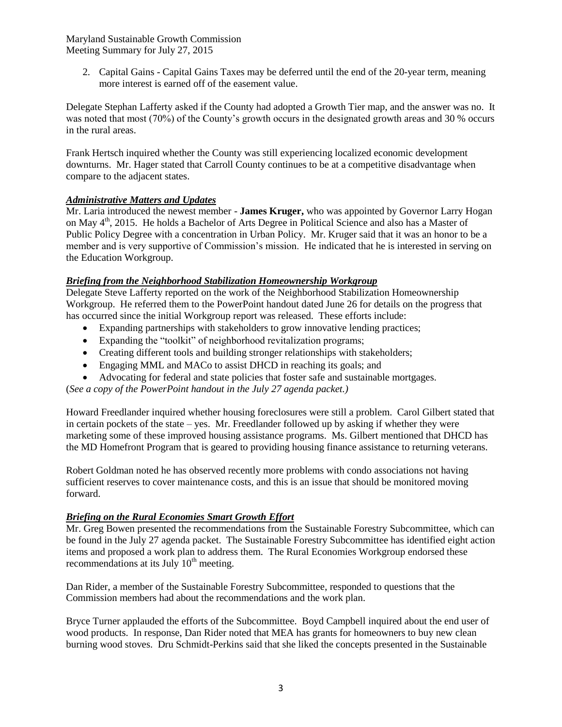2. Capital Gains - Capital Gains Taxes may be deferred until the end of the 20-year term, meaning more interest is earned off of the easement value.

Delegate Stephan Lafferty asked if the County had adopted a Growth Tier map, and the answer was no. It was noted that most (70%) of the County's growth occurs in the designated growth areas and 30 % occurs in the rural areas.

Frank Hertsch inquired whether the County was still experiencing localized economic development downturns. Mr. Hager stated that Carroll County continues to be at a competitive disadvantage when compare to the adjacent states.

### ***Administrative Matters and Updates***

Mr. Laria introduced the newest member - **James Kruger,** who was appointed by Governor Larry Hogan on May 4th, 2015. He holds a Bachelor of Arts Degree in Political Science and also has a Master of Public Policy Degree with a concentration in Urban Policy. Mr. Kruger said that it was an honor to be a member and is very supportive of Commission's mission. He indicated that he is interested in serving on the Education Workgroup.

### ***Briefing from the Neighborhood Stabilization Homeownership Workgroup***

Delegate Steve Lafferty reported on the work of the Neighborhood Stabilization Homeownership Workgroup. He referred them to the PowerPoint handout dated June 26 for details on the progress that has occurred since the initial Workgroup report was released. These efforts include:

- Expanding partnerships with stakeholders to grow innovative lending practices;
- Expanding the "toolkit" of neighborhood revitalization programs;
- Creating different tools and building stronger relationships with stakeholders;
- Engaging MML and MACo to assist DHCD in reaching its goals; and
- Advocating for federal and state policies that foster safe and sustainable mortgages.

(*See a copy of the PowerPoint handout in the July 27 agenda packet.)*

Howard Freedlander inquired whether housing foreclosures were still a problem. Carol Gilbert stated that in certain pockets of the state – yes. Mr. Freedlander followed up by asking if whether they were marketing some of these improved housing assistance programs. Ms. Gilbert mentioned that DHCD has the MD Homefront Program that is geared to providing housing finance assistance to returning veterans.

Robert Goldman noted he has observed recently more problems with condo associations not having sufficient reserves to cover maintenance costs, and this is an issue that should be monitored moving forward.

### ***Briefing on the Rural Economies Smart Growth Effort***

Mr. Greg Bowen presented the recommendations from the Sustainable Forestry Subcommittee, which can be found in the July 27 agenda packet. The Sustainable Forestry Subcommittee has identified eight action items and proposed a work plan to address them. The Rural Economies Workgroup endorsed these recommendations at its July 10th meeting.

Dan Rider, a member of the Sustainable Forestry Subcommittee, responded to questions that the Commission members had about the recommendations and the work plan.

Bryce Turner applauded the efforts of the Subcommittee. Boyd Campbell inquired about the end user of wood products. In response, Dan Rider noted that MEA has grants for homeowners to buy new clean burning wood stoves. Dru Schmidt-Perkins said that she liked the concepts presented in the Sustainable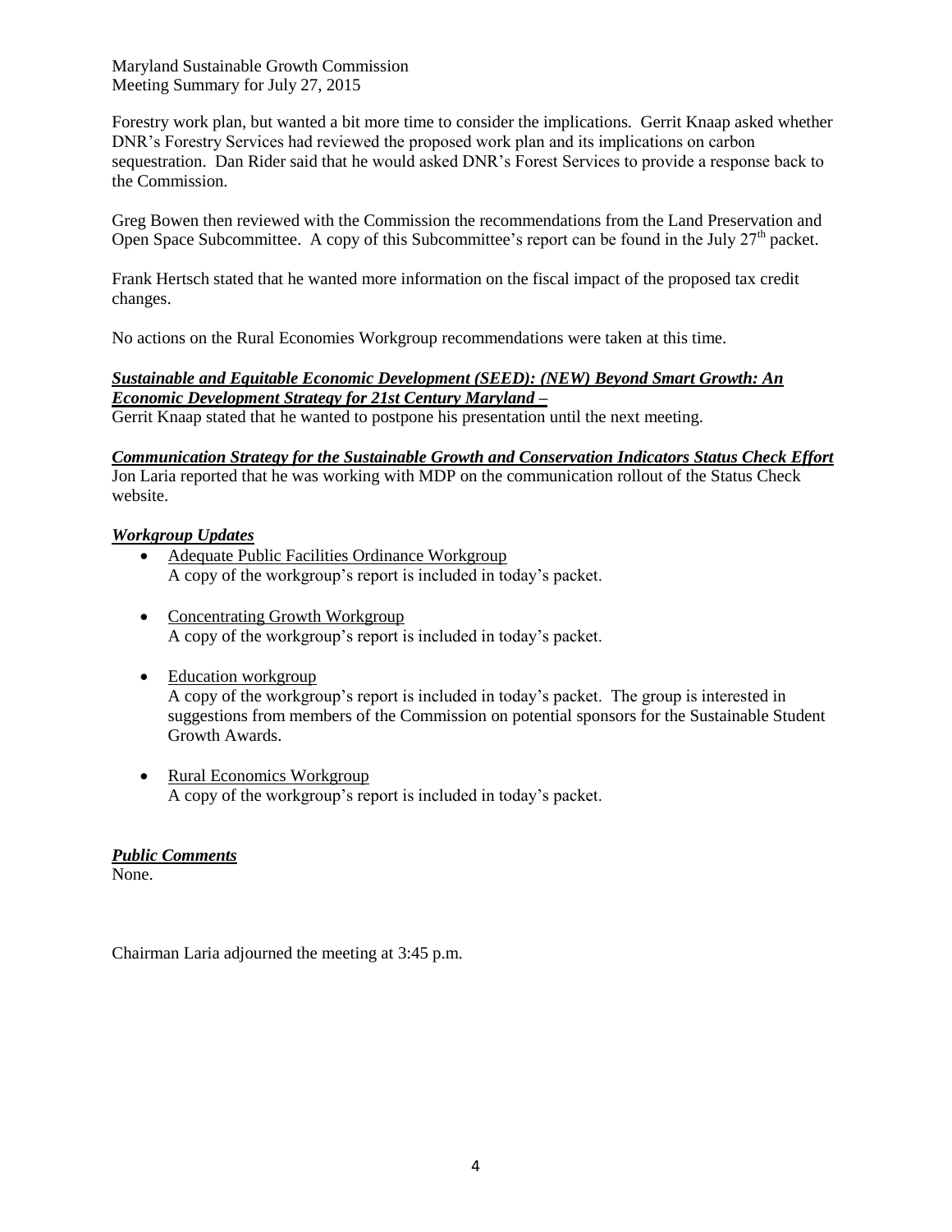Forestry work plan, but wanted a bit more time to consider the implications. Gerrit Knaap asked whether DNR's Forestry Services had reviewed the proposed work plan and its implications on carbon sequestration. Dan Rider said that he would asked DNR's Forest Services to provide a response back to the Commission.

Greg Bowen then reviewed with the Commission the recommendations from the Land Preservation and Open Space Subcommittee. A copy of this Subcommittee's report can be found in the July 27th packet.

Frank Hertsch stated that he wanted more information on the fiscal impact of the proposed tax credit changes.

No actions on the Rural Economies Workgroup recommendations were taken at this time.

***Sustainable and Equitable Economic Development (SEED): (NEW) Beyond Smart Growth: An Economic Development Strategy for 21st Century Maryland –***

Gerrit Knaap stated that he wanted to postpone his presentation until the next meeting.

***Communication Strategy for the Sustainable Growth and Conservation Indicators Status Check Effort***

Jon Laria reported that he was working with MDP on the communication rollout of the Status Check website.

***Workgroup Updates***

- Adequate Public Facilities Ordinance Workgroup
  A copy of the workgroup's report is included in today's packet.

- Concentrating Growth Workgroup
  A copy of the workgroup's report is included in today's packet.

- Education workgroup
  A copy of the workgroup's report is included in today's packet. The group is interested in suggestions from members of the Commission on potential sponsors for the Sustainable Student Growth Awards.

- Rural Economics Workgroup
  A copy of the workgroup's report is included in today's packet.

***Public Comments***

None.

Chairman Laria adjourned the meeting at 3:45 p.m.